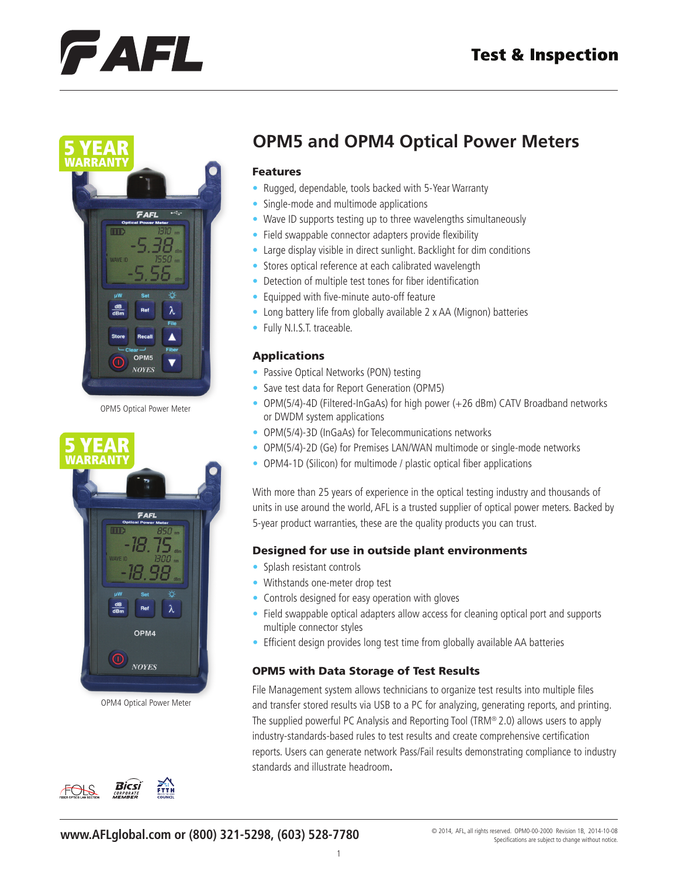# Test & Inspection

5 YEAR WARRANTY

OPM5 Optical Power Meter

5 YEAR WARRANTY

OPM4 Optical Power Meter

## OPM5 and OPM4 Optical Power Meters

### Features

- Rugged, dependable, tools backed with 5-Year Warranty
- Single-mode and multimode applications
- Wave ID supports testing up to three wavelengths simultaneously
- Field swappable connector adapters provide flexibility
- Large display visible in direct sunlight. Backlight for dim conditions
- Stores optical reference at each calibrated wavelength
- Detection of multiple test tones for fiber identification
- Equipped with five-minute auto-off feature
- Long battery life from globally available 2 x AA (Mignon) batteries
- Fully N.I.S.T. traceable.

### Applications

- Passive Optical Networks (PON) testing
- Save test data for Report Generation (OPM5)
- OPM(5/4)-4D (Filtered-InGaAs) for high power (+26 dBm) CATV Broadband networks or DWDM system applications
- OPM(5/4)-3D (InGaAs) for Telecommunications networks
- OPM(5/4)-2D (Ge) for Premises LAN/WAN multimode or single-mode networks
- OPM4-1D (Silicon) for multimode / plastic optical fiber applications

With more than 25 years of experience in the optical testing industry and thousands of units in use around the world, AFL is a trusted supplier of optical power meters. Backed by 5-year product warranties, these are the quality products you can trust.

### Designed for use in outside plant environments

- Splash resistant controls
- Withstands one-meter drop test
- Controls designed for easy operation with gloves
- Field swappable optical adapters allow access for cleaning optical port and supports multiple connector styles
- Efficient design provides long test time from globally available AA batteries

### OPM5 with Data Storage of Test Results

File Management system allows technicians to organize test results into multiple files and transfer stored results via USB to a PC for analyzing, generating reports, and printing. The supplied powerful PC Analysis and Reporting Tool (TRM® 2.0) allows users to apply industry-standards-based rules to test results and create comprehensive certification reports. Users can generate network Pass/Fail results demonstrating compliance to industry standards and illustrate headroom.

www.AFLglobal.com or (800) 321-5298, (603) 528-7780

© 2014, AFL, all rights reserved. OPM0-00-2000 Revision 1B, 2014-10-08
Specifications are subject to change without notice.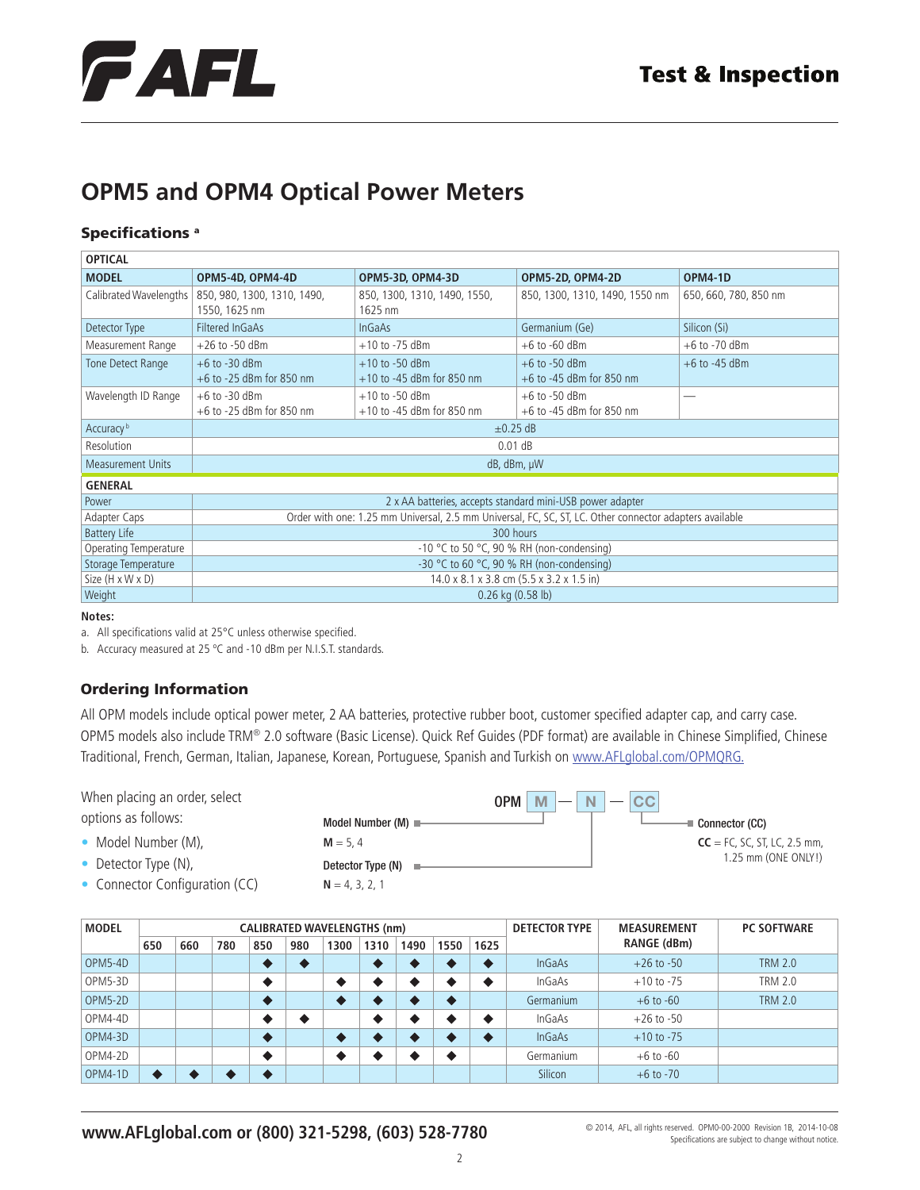# OPM5 and OPM4 Optical Power Meters

## Specifications [a]

| OPTICAL | | | | |
|---|---|---|---|---|
| **MODEL** | **OPM5-4D, OPM4-4D** | **OPM5-3D, OPM4-3D** | **OPM5-2D, OPM4-2D** | **OPM4-1D** |
| Calibrated Wavelengths | 850, 980, 1300, 1310, 1490, 1550, 1625 nm | 850, 1300, 1310, 1490, 1550, 1625 nm | 850, 1300, 1310, 1490, 1550 nm | 650, 660, 780, 850 nm |
| Detector Type | Filtered InGaAs | InGaAs | Germanium (Ge) | Silicon (Si) |
| Measurement Range | +26 to -50 dBm | +10 to -75 dBm | +6 to -60 dBm | +6 to -70 dBm |
| Tone Detect Range | +6 to -30 dBm<br>+6 to -25 dBm for 850 nm | +10 to -50 dBm<br>+10 to -45 dBm for 850 nm | +6 to -50 dBm<br>+6 to -45 dBm for 850 nm | +6 to -45 dBm |
| Wavelength ID Range | +6 to -30 dBm<br>+6 to -25 dBm for 850 nm | +10 to -50 dBm<br>+10 to -45 dBm for 850 nm | +6 to -50 dBm<br>+6 to -45 dBm for 850 nm | — |
| Accuracy [b] | ±0.25 dB | | | |
| Resolution | 0.01 dB | | | |
| Measurement Units | dB, dBm, µW | | | |
| **GENERAL** | | | | |
| Power | 2 x AA batteries, accepts standard mini-USB power adapter | | | |
| Adapter Caps | Order with one: 1.25 mm Universal, 2.5 mm Universal, FC, SC, ST, LC. Other connector adapters available | | | |
| Battery Life | 300 hours | | | |
| Operating Temperature | -10 °C to 50 °C, 90 % RH (non-condensing) | | | |
| Storage Temperature | -30 °C to 60 °C, 90 % RH (non-condensing) | | | |
| Size (H x W x D) | 14.0 x 8.1 x 3.8 cm (5.5 x 3.2 x 1.5 in) | | | |
| Weight | 0.26 kg (0.58 lb) | | | |

**Notes:**

a. All specifications valid at 25°C unless otherwise specified.

b. Accuracy measured at 25 °C and -10 dBm per N.I.S.T. standards.

## Ordering Information

All OPM models include optical power meter, 2 AA batteries, protective rubber boot, customer specified adapter cap, and carry case. OPM5 models also include TRM® 2.0 software (Basic License). Quick Ref Guides (PDF format) are available in Chinese Simplified, Chinese Traditional, French, German, Italian, Japanese, Korean, Portuguese, Spanish and Turkish on www.AFLglobal.com/OPMQRG.

When placing an order, select options as follows:

- Model Number (M),
- Detector Type (N),
- Connector Configuration (CC)

**OPM M — N — CC**

**Model Number (M)**
**M** = 5, 4

**Detector Type (N)**
**N** = 4, 3, 2, 1

**Connector (CC)**
**CC** = FC, SC, ST, LC, 2.5 mm, 1.25 mm (ONE ONLY!)

| MODEL | CALIBRATED WAVELENGTHS (nm) | | | | | | | | | | DETECTOR TYPE | MEASUREMENT RANGE (dBm) | PC SOFTWARE |
|---|---|---|---|---|---|---|---|---|---|---|---|---|---|
| | 650 | 660 | 780 | 850 | 980 | 1300 | 1310 | 1490 | 1550 | 1625 | | | |
| OPM5-4D | | | | ◆ | ◆ | | ◆ | ◆ | ◆ | ◆ | InGaAs | +26 to -50 | TRM 2.0 |
| OPM5-3D | | | | ◆ | | ◆ | ◆ | ◆ | ◆ | ◆ | InGaAs | +10 to -75 | TRM 2.0 |
| OPM5-2D | | | | ◆ | | ◆ | ◆ | ◆ | ◆ | | Germanium | +6 to -60 | TRM 2.0 |
| OPM4-4D | | | | ◆ | ◆ | | ◆ | ◆ | ◆ | ◆ | InGaAs | +26 to -50 | |
| OPM4-3D | | | | ◆ | | ◆ | ◆ | ◆ | ◆ | ◆ | InGaAs | +10 to -75 | |
| OPM4-2D | | | | ◆ | | ◆ | ◆ | ◆ | ◆ | | Germanium | +6 to -60 | |
| OPM4-1D | ◆ | ◆ | ◆ | ◆ | | | | | | | Silicon | +6 to -70 | |

**www.AFLglobal.com or (800) 321-5298, (603) 528-7780**

© 2014, AFL, all rights reserved. OPM0-00-2000 Revision 1B, 2014-10-08
Specifications are subject to change without notice.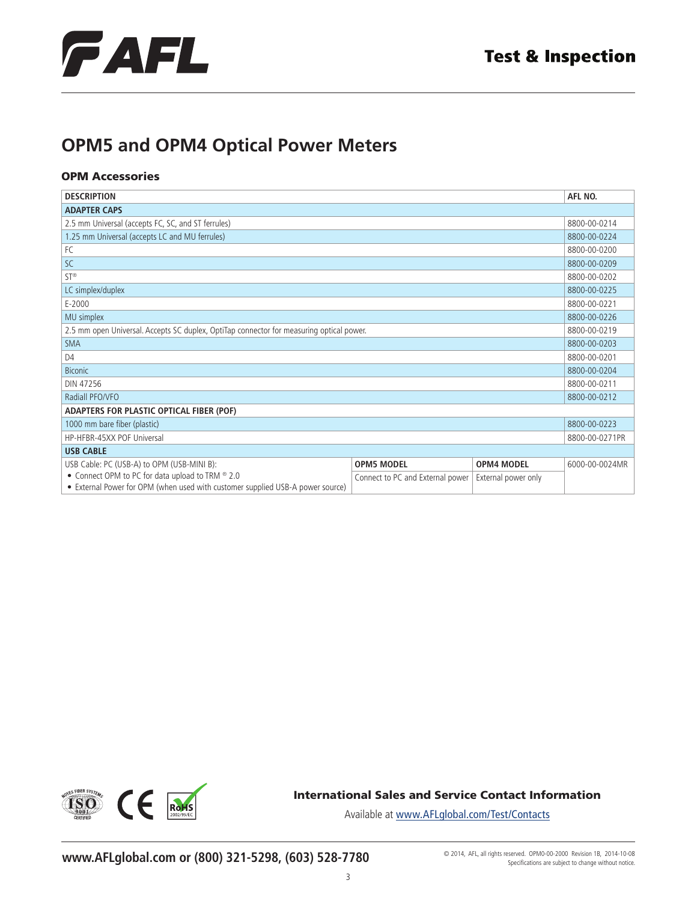# OPM5 and OPM4 Optical Power Meters

### OPM Accessories

| DESCRIPTION | | | AFL NO. |
|---|---|---|---|
| **ADAPTER CAPS** | | | |
| 2.5 mm Universal (accepts FC, SC, and ST ferrules) | | | 8800-00-0214 |
| 1.25 mm Universal (accepts LC and MU ferrules) | | | 8800-00-0224 |
| FC | | | 8800-00-0200 |
| SC | | | 8800-00-0209 |
| ST® | | | 8800-00-0202 |
| LC simplex/duplex | | | 8800-00-0225 |
| E-2000 | | | 8800-00-0221 |
| MU simplex | | | 8800-00-0226 |
| 2.5 mm open Universal. Accepts SC duplex, OptiTap connector for measuring optical power. | | | 8800-00-0219 |
| SMA | | | 8800-00-0203 |
| D4 | | | 8800-00-0201 |
| Biconic | | | 8800-00-0204 |
| DIN 47256 | | | 8800-00-0211 |
| Radiall PFO/VFO | | | 8800-00-0212 |
| **ADAPTERS FOR PLASTIC OPTICAL FIBER (POF)** | | | |
| 1000 mm bare fiber (plastic) | | | 8800-00-0223 |
| HP-HFBR-45XX POF Universal | | | 8800-00-0271PR |
| **USB CABLE** | | | |
| USB Cable: PC (USB-A) to OPM (USB-MINI B): | **OPM5 MODEL** | **OPM4 MODEL** | 6000-00-0024MR |
| • Connect OPM to PC for data upload to TRM ® 2.0<br>• External Power for OPM (when used with customer supplied USB-A power source) | Connect to PC and External power | External power only | |

**International Sales and Service Contact Information**

Available at www.AFLglobal.com/Test/Contacts

**www.AFLglobal.com or (800) 321-5298, (603) 528-7780**

© 2014, AFL, all rights reserved. OPM0-00-2000 Revision 1B, 2014-10-08
Specifications are subject to change without notice.